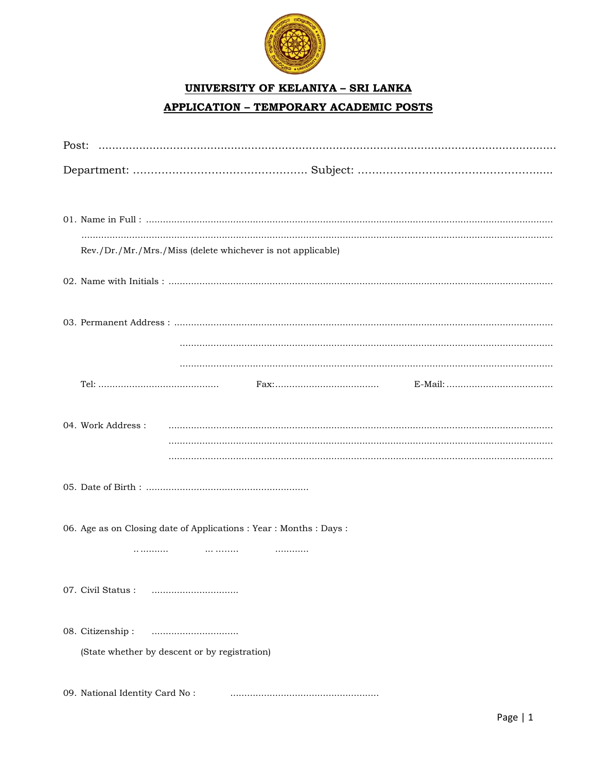# UNIVERSITY OF KELANIYA – SRI LANKA

## APPLICATION – TEMPORARY ACADEMIC POSTS

Post: ..........................................................................................................................

Department: ................................................. Subject: .......................................................

01. Name in Full : ..............................................................................................................................
    ..........................................................................................................................................
    Rev./Dr./Mr./Mrs./Miss (delete whichever is not applicable)

02. Name with Initials : .......................................................................................................................

03. Permanent Address : ......................................................................................................................
    ......................................................................................................................................
    ......................................................................................................................................

    Tel: ........................................... Fax:..................................... E-Mail: ......................................

04. Work Address : ...........................................................................................................................
    ......................................................................................................................................
    ......................................................................................................................................

05. Date of Birth : ..........................................................

06. Age as on Closing date of Applications : Year : Months : Days :

    ............ ........... ............

07. Civil Status : ...............................

08. Citizenship : ...............................

    (State whether by descent or by registration)

09. National Identity Card No : .....................................................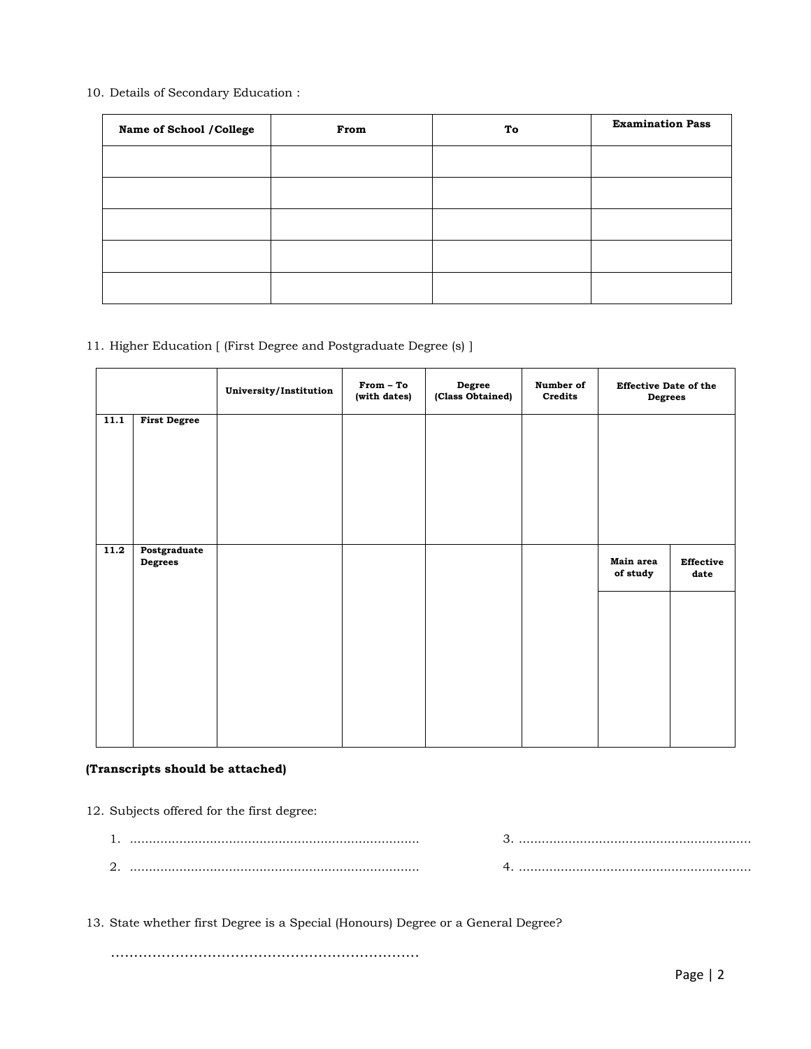10. Details of Secondary Education :

| Name of School /College | From | To | Examination Pass |
|---|---|---|---|
| | | | |
| | | | |
| | | | |
| | | | |
| | | | |

11. Higher Education [ (First Degree and Postgraduate Degree (s) ]

| | | University/Institution | From – To (with dates) | Degree (Class Obtained) | Number of Credits | Effective Date of the Degrees | |
|---|---|---|---|---|---|---|---|
| **11.1** | **First Degree** | | | | | | |
| **11.2** | **Postgraduate Degrees** | | | | | **Main area of study** | **Effective date** |
| | | | | | | | |

**(Transcripts should be attached)**

12. Subjects offered for the first degree:

1. ............................................................................ 3. .............................................................

2. ............................................................................ 4. .............................................................

13. State whether first Degree is a Special (Honours) Degree or a General Degree?

....................................................................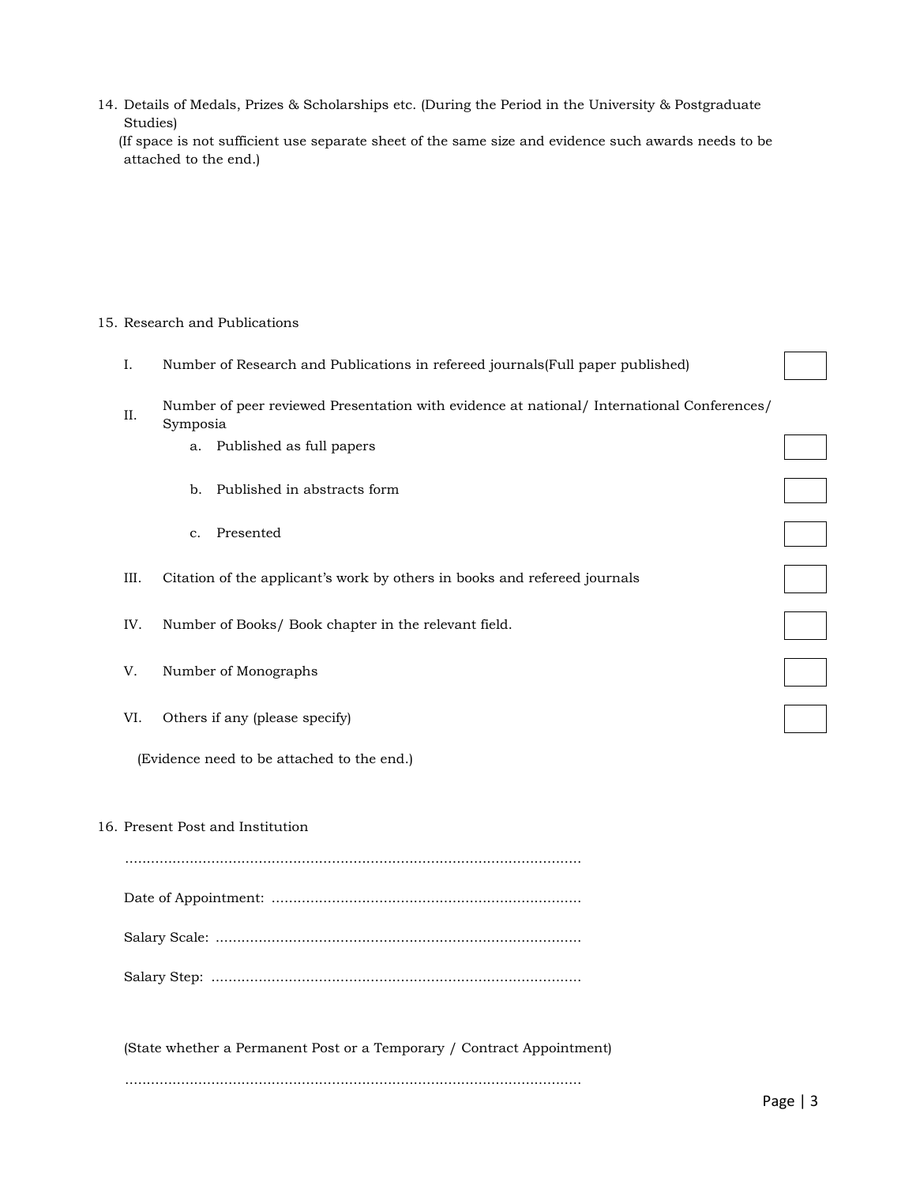14. Details of Medals, Prizes & Scholarships etc. (During the Period in the University & Postgraduate Studies)
   (If space is not sufficient use separate sheet of the same size and evidence such awards needs to be attached to the end.)

15. Research and Publications

   I. Number of Research and Publications in refereed journals(Full paper published) [ ]

   II. Number of peer reviewed Presentation with evidence at national/ International Conferences/ Symposia
      a. Published as full papers [ ]
      b. Published in abstracts form [ ]
      c. Presented [ ]

   III. Citation of the applicant's work by others in books and refereed journals [ ]

   IV. Number of Books/ Book chapter in the relevant field. [ ]

   V. Number of Monographs [ ]

   VI. Others if any (please specify) [ ]

   (Evidence need to be attached to the end.)

16. Present Post and Institution

   ..........................................................................................................

   Date of Appointment: ........................................................................

   Salary Scale: .....................................................................................

   Salary Step: ......................................................................................

   (State whether a Permanent Post or a Temporary / Contract Appointment)

   ..........................................................................................................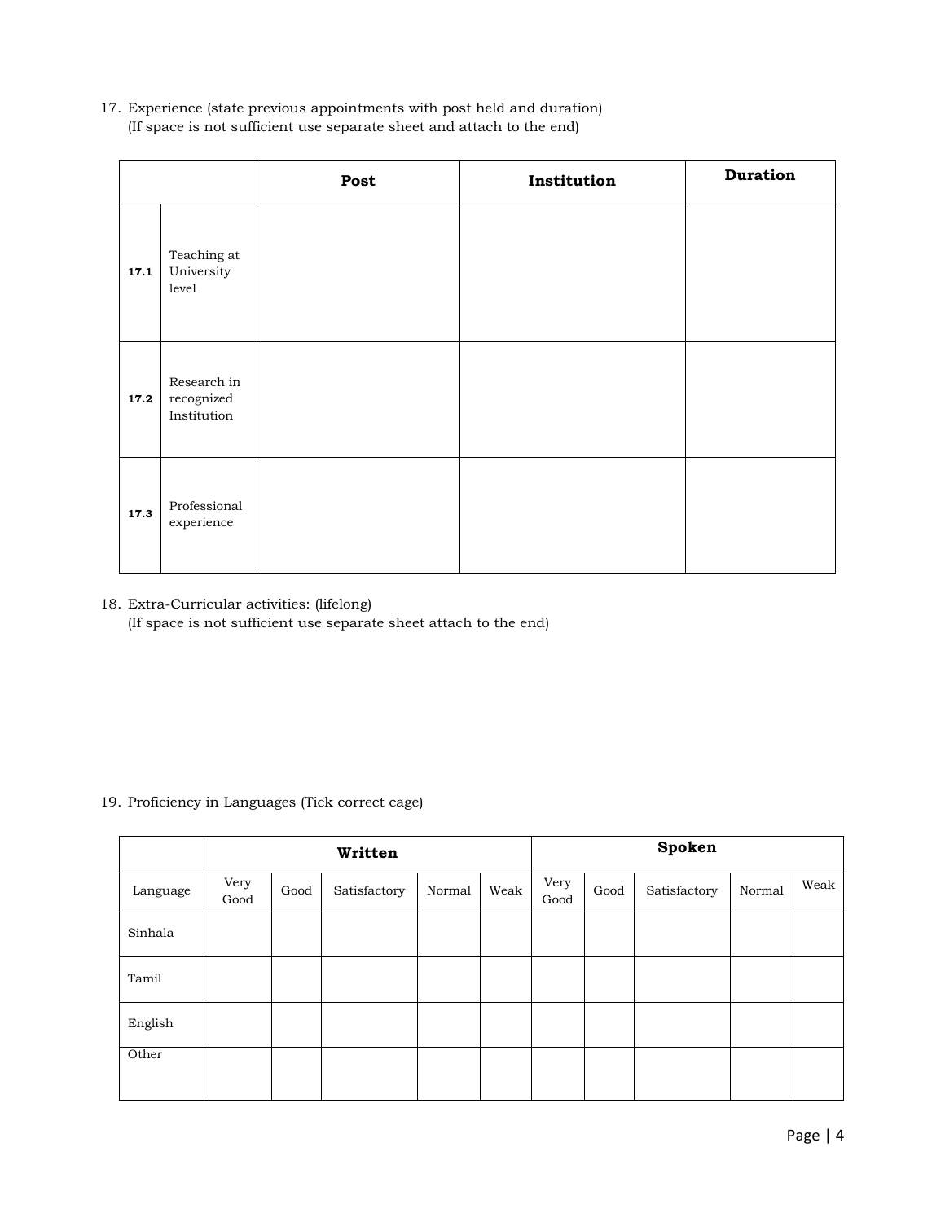17. Experience (state previous appointments with post held and duration)
    (If space is not sufficient use separate sheet and attach to the end)

| | | Post | Institution | Duration |
|---|---|---|---|---|
| **17.1** | Teaching at University level | | | |
| **17.2** | Research in recognized Institution | | | |
| **17.3** | Professional experience | | | |

18. Extra-Curricular activities: (lifelong)
    (If space is not sufficient use separate sheet attach to the end)

19. Proficiency in Languages (Tick correct cage)

| | **Written** | | | | | **Spoken** | | | | |
|---|---|---|---|---|---|---|---|---|---|---|
| Language | Very Good | Good | Satisfactory | Normal | Weak | Very Good | Good | Satisfactory | Normal | Weak |
| Sinhala | | | | | | | | | | |
| Tamil | | | | | | | | | | |
| English | | | | | | | | | | |
| Other | | | | | | | | | | |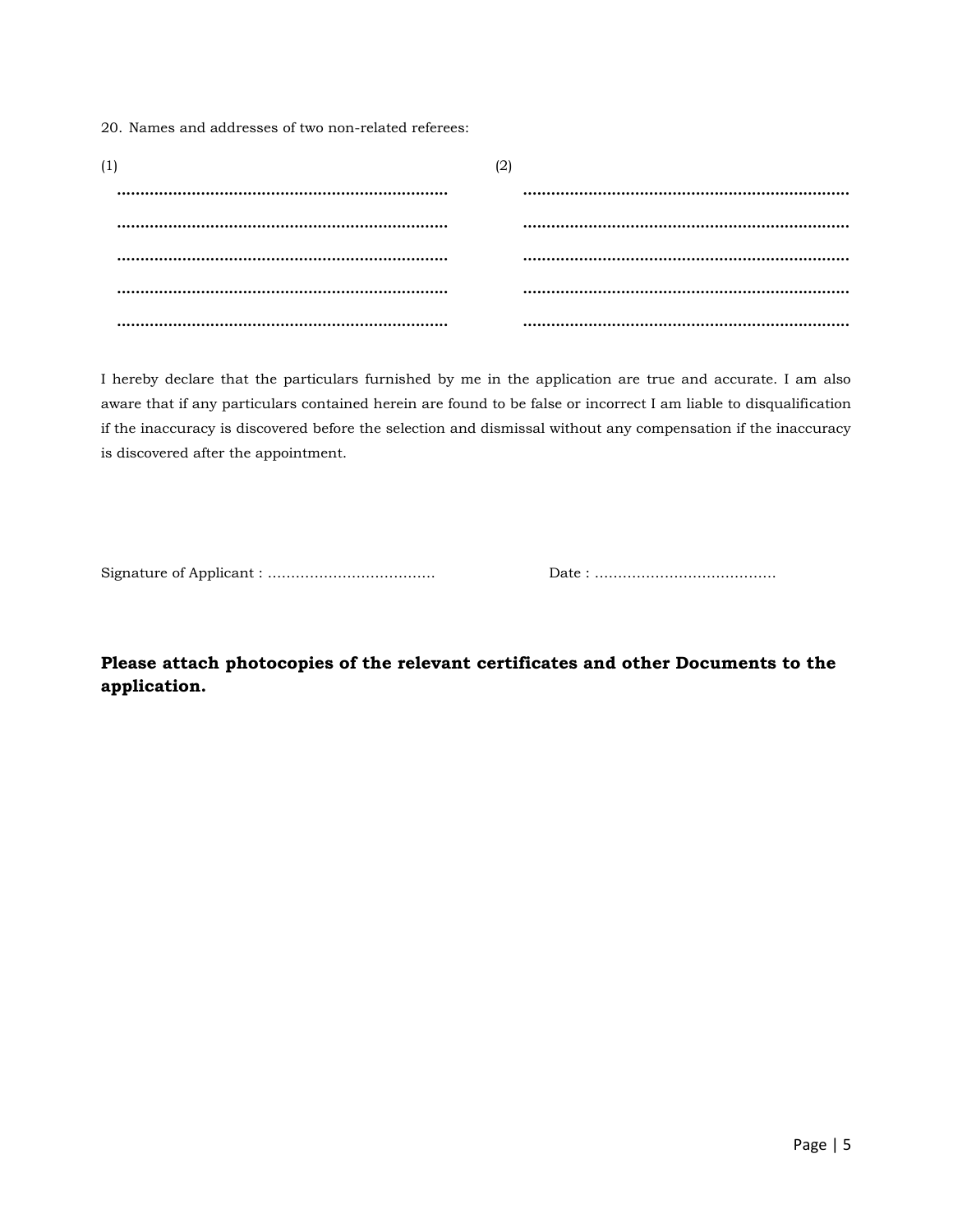20. Names and addresses of two non-related referees:

(1)

………………………………………………………………

………………………………………………………………

………………………………………………………………

………………………………………………………………

………………………………………………………………

(2)

………………………………………………………………

………………………………………………………………

………………………………………………………………

………………………………………………………………

………………………………………………………………

I hereby declare that the particulars furnished by me in the application are true and accurate. I am also aware that if any particulars contained herein are found to be false or incorrect I am liable to disqualification if the inaccuracy is discovered before the selection and dismissal without any compensation if the inaccuracy is discovered after the appointment.

Signature of Applicant : ………………………………

Date : …………………………………

**Please attach photocopies of the relevant certificates and other Documents to the application.**